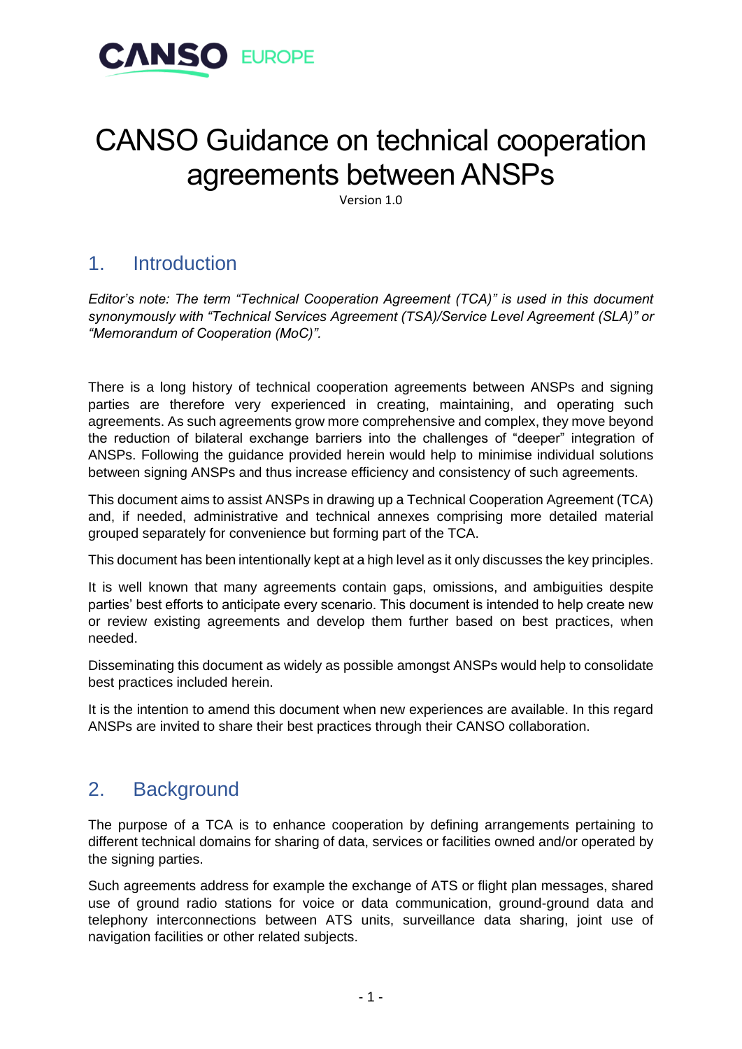CANSO EUROPE

# CANSO Guidance on technical cooperation agreements between ANSPs

Version 1.0

## 1. Introduction

*Editor's note: The term "Technical Cooperation Agreement (TCA)" is used in this document synonymously with "Technical Services Agreement (TSA)/Service Level Agreement (SLA)" or "Memorandum of Cooperation (MoC)".*

There is a long history of technical cooperation agreements between ANSPs and signing parties are therefore very experienced in creating, maintaining, and operating such agreements. As such agreements grow more comprehensive and complex, they move beyond the reduction of bilateral exchange barriers into the challenges of "deeper" integration of ANSPs. Following the guidance provided herein would help to minimise individual solutions between signing ANSPs and thus increase efficiency and consistency of such agreements.

This document aims to assist ANSPs in drawing up a Technical Cooperation Agreement (TCA) and, if needed, administrative and technical annexes comprising more detailed material grouped separately for convenience but forming part of the TCA.

This document has been intentionally kept at a high level as it only discusses the key principles.

It is well known that many agreements contain gaps, omissions, and ambiguities despite parties' best efforts to anticipate every scenario. This document is intended to help create new or review existing agreements and develop them further based on best practices, when needed.

Disseminating this document as widely as possible amongst ANSPs would help to consolidate best practices included herein.

It is the intention to amend this document when new experiences are available. In this regard ANSPs are invited to share their best practices through their CANSO collaboration.

## 2. Background

The purpose of a TCA is to enhance cooperation by defining arrangements pertaining to different technical domains for sharing of data, services or facilities owned and/or operated by the signing parties.

Such agreements address for example the exchange of ATS or flight plan messages, shared use of ground radio stations for voice or data communication, ground-ground data and telephony interconnections between ATS units, surveillance data sharing, joint use of navigation facilities or other related subjects.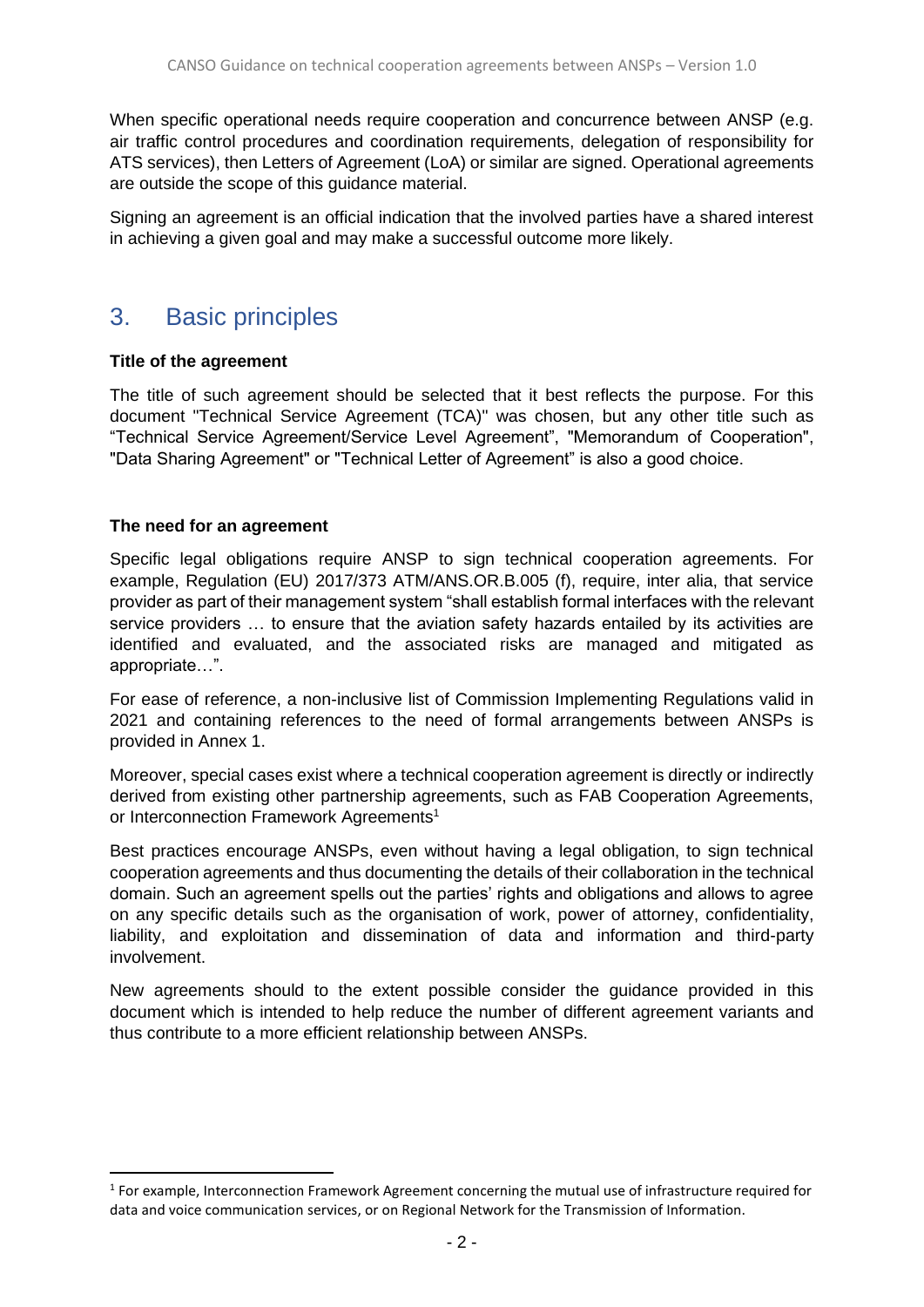When specific operational needs require cooperation and concurrence between ANSP (e.g. air traffic control procedures and coordination requirements, delegation of responsibility for ATS services), then Letters of Agreement (LoA) or similar are signed. Operational agreements are outside the scope of this guidance material.

Signing an agreement is an official indication that the involved parties have a shared interest in achieving a given goal and may make a successful outcome more likely.

## 3. Basic principles

**Title of the agreement**

The title of such agreement should be selected that it best reflects the purpose. For this document "Technical Service Agreement (TCA)" was chosen, but any other title such as "Technical Service Agreement/Service Level Agreement", "Memorandum of Cooperation", "Data Sharing Agreement" or "Technical Letter of Agreement" is also a good choice.

**The need for an agreement**

Specific legal obligations require ANSP to sign technical cooperation agreements. For example, Regulation (EU) 2017/373 ATM/ANS.OR.B.005 (f), require, inter alia, that service provider as part of their management system "shall establish formal interfaces with the relevant service providers … to ensure that the aviation safety hazards entailed by its activities are identified and evaluated, and the associated risks are managed and mitigated as appropriate…".

For ease of reference, a non-inclusive list of Commission Implementing Regulations valid in 2021 and containing references to the need of formal arrangements between ANSPs is provided in Annex 1.

Moreover, special cases exist where a technical cooperation agreement is directly or indirectly derived from existing other partnership agreements, such as FAB Cooperation Agreements, or Interconnection Framework Agreements[1]

Best practices encourage ANSPs, even without having a legal obligation, to sign technical cooperation agreements and thus documenting the details of their collaboration in the technical domain. Such an agreement spells out the parties' rights and obligations and allows to agree on any specific details such as the organisation of work, power of attorney, confidentiality, liability, and exploitation and dissemination of data and information and third-party involvement.

New agreements should to the extent possible consider the guidance provided in this document which is intended to help reduce the number of different agreement variants and thus contribute to a more efficient relationship between ANSPs.

[1] For example, Interconnection Framework Agreement concerning the mutual use of infrastructure required for data and voice communication services, or on Regional Network for the Transmission of Information.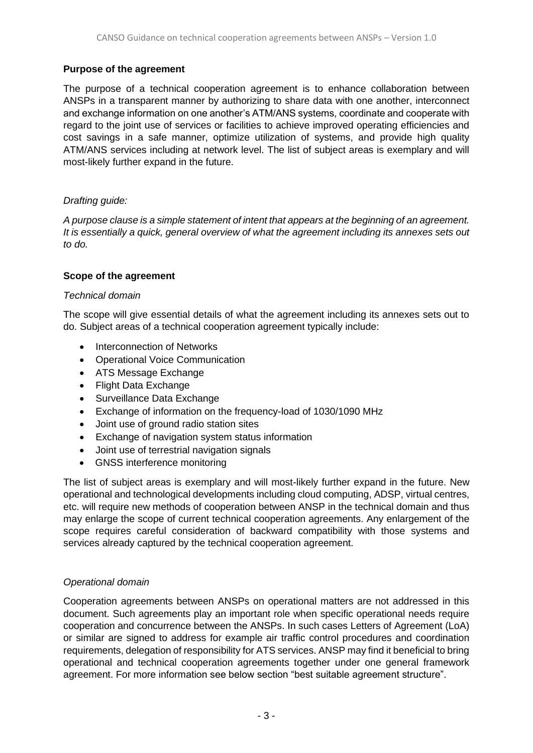**Purpose of the agreement**

The purpose of a technical cooperation agreement is to enhance collaboration between ANSPs in a transparent manner by authorizing to share data with one another, interconnect and exchange information on one another's ATM/ANS systems, coordinate and cooperate with regard to the joint use of services or facilities to achieve improved operating efficiencies and cost savings in a safe manner, optimize utilization of systems, and provide high quality ATM/ANS services including at network level. The list of subject areas is exemplary and will most-likely further expand in the future.

*Drafting guide:*

*A purpose clause is a simple statement of intent that appears at the beginning of an agreement. It is essentially a quick, general overview of what the agreement including its annexes sets out to do.*

**Scope of the agreement**

*Technical domain*

The scope will give essential details of what the agreement including its annexes sets out to do. Subject areas of a technical cooperation agreement typically include:

- Interconnection of Networks
- Operational Voice Communication
- ATS Message Exchange
- Flight Data Exchange
- Surveillance Data Exchange
- Exchange of information on the frequency-load of 1030/1090 MHz
- Joint use of ground radio station sites
- Exchange of navigation system status information
- Joint use of terrestrial navigation signals
- GNSS interference monitoring

The list of subject areas is exemplary and will most-likely further expand in the future. New operational and technological developments including cloud computing, ADSP, virtual centres, etc. will require new methods of cooperation between ANSP in the technical domain and thus may enlarge the scope of current technical cooperation agreements. Any enlargement of the scope requires careful consideration of backward compatibility with those systems and services already captured by the technical cooperation agreement.

*Operational domain*

Cooperation agreements between ANSPs on operational matters are not addressed in this document. Such agreements play an important role when specific operational needs require cooperation and concurrence between the ANSPs. In such cases Letters of Agreement (LoA) or similar are signed to address for example air traffic control procedures and coordination requirements, delegation of responsibility for ATS services. ANSP may find it beneficial to bring operational and technical cooperation agreements together under one general framework agreement. For more information see below section "best suitable agreement structure".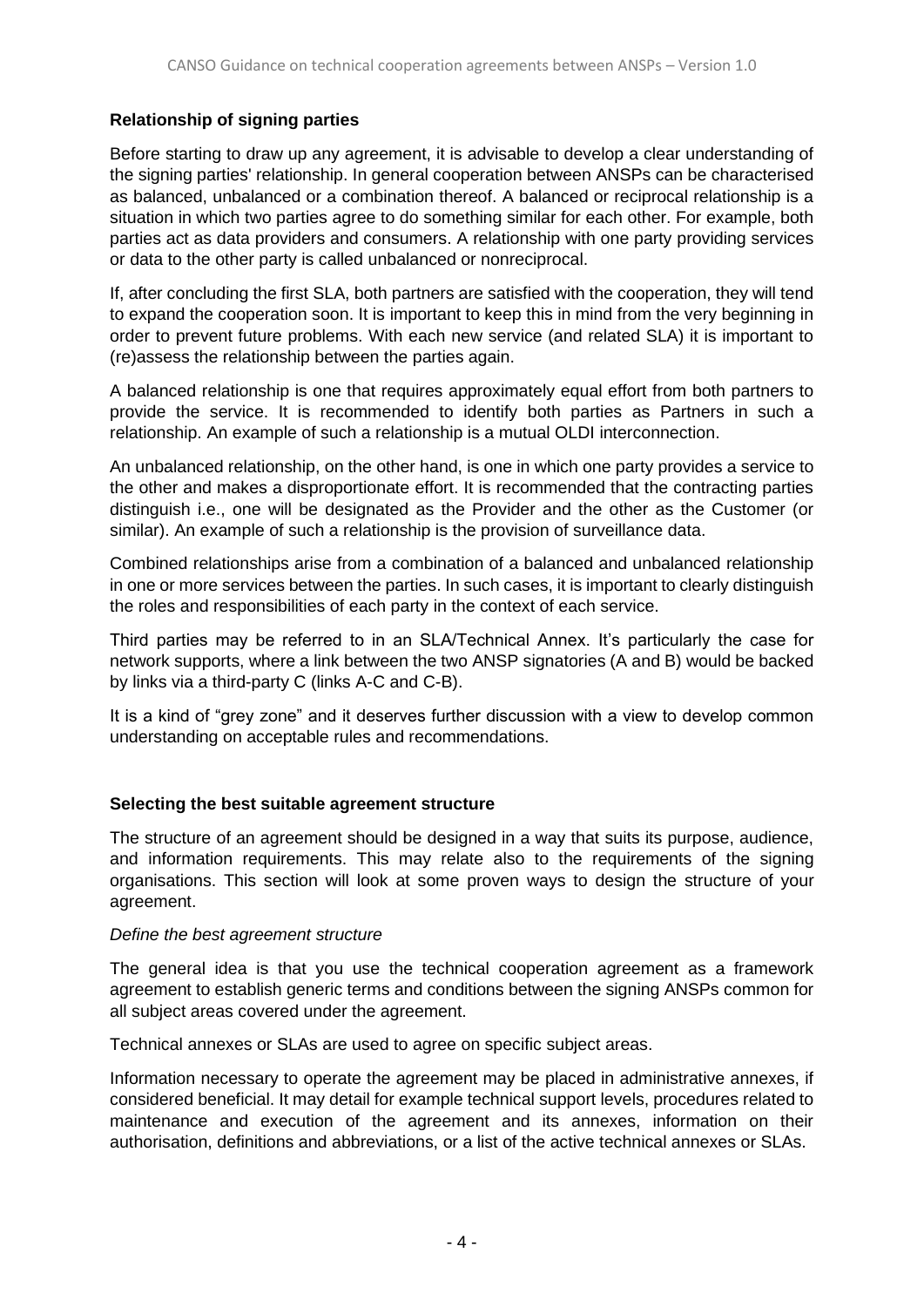**Relationship of signing parties**

Before starting to draw up any agreement, it is advisable to develop a clear understanding of the signing parties' relationship. In general cooperation between ANSPs can be characterised as balanced, unbalanced or a combination thereof. A balanced or reciprocal relationship is a situation in which two parties agree to do something similar for each other. For example, both parties act as data providers and consumers. A relationship with one party providing services or data to the other party is called unbalanced or nonreciprocal.

If, after concluding the first SLA, both partners are satisfied with the cooperation, they will tend to expand the cooperation soon. It is important to keep this in mind from the very beginning in order to prevent future problems. With each new service (and related SLA) it is important to (re)assess the relationship between the parties again.

A balanced relationship is one that requires approximately equal effort from both partners to provide the service. It is recommended to identify both parties as Partners in such a relationship. An example of such a relationship is a mutual OLDI interconnection.

An unbalanced relationship, on the other hand, is one in which one party provides a service to the other and makes a disproportionate effort. It is recommended that the contracting parties distinguish i.e., one will be designated as the Provider and the other as the Customer (or similar). An example of such a relationship is the provision of surveillance data.

Combined relationships arise from a combination of a balanced and unbalanced relationship in one or more services between the parties. In such cases, it is important to clearly distinguish the roles and responsibilities of each party in the context of each service.

Third parties may be referred to in an SLA/Technical Annex. It's particularly the case for network supports, where a link between the two ANSP signatories (A and B) would be backed by links via a third-party C (links A-C and C-B).

It is a kind of "grey zone" and it deserves further discussion with a view to develop common understanding on acceptable rules and recommendations.

**Selecting the best suitable agreement structure**

The structure of an agreement should be designed in a way that suits its purpose, audience, and information requirements. This may relate also to the requirements of the signing organisations. This section will look at some proven ways to design the structure of your agreement.

*Define the best agreement structure*

The general idea is that you use the technical cooperation agreement as a framework agreement to establish generic terms and conditions between the signing ANSPs common for all subject areas covered under the agreement.

Technical annexes or SLAs are used to agree on specific subject areas.

Information necessary to operate the agreement may be placed in administrative annexes, if considered beneficial. It may detail for example technical support levels, procedures related to maintenance and execution of the agreement and its annexes, information on their authorisation, definitions and abbreviations, or a list of the active technical annexes or SLAs.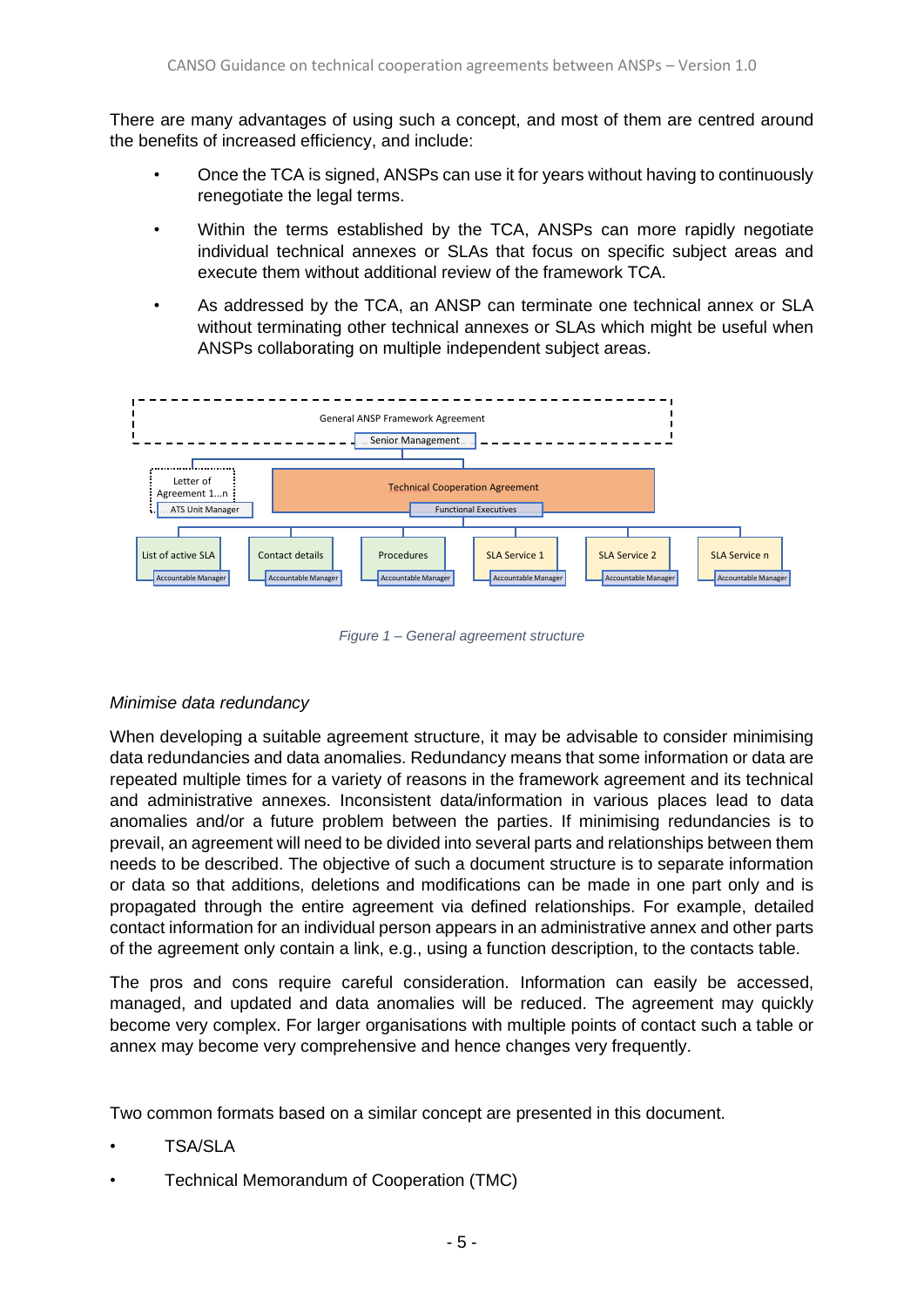There are many advantages of using such a concept, and most of them are centred around the benefits of increased efficiency, and include:

- Once the TCA is signed, ANSPs can use it for years without having to continuously renegotiate the legal terms.
- Within the terms established by the TCA, ANSPs can more rapidly negotiate individual technical annexes or SLAs that focus on specific subject areas and execute them without additional review of the framework TCA.
- As addressed by the TCA, an ANSP can terminate one technical annex or SLA without terminating other technical annexes or SLAs which might be useful when ANSPs collaborating on multiple independent subject areas.

General ANSP Framework Agreement
Senior Management

Letter of Agreement 1...n
ATS Unit Manager

Technical Cooperation Agreement
Functional Executives

List of active SLA
Accountable Manager

Contact details
Accountable Manager

Procedures
Accountable Manager

SLA Service 1
Accountable Manager

SLA Service 2
Accountable Manager

SLA Service n
Accountable Manager

*Figure 1 – General agreement structure*

*Minimise data redundancy*

When developing a suitable agreement structure, it may be advisable to consider minimising data redundancies and data anomalies. Redundancy means that some information or data are repeated multiple times for a variety of reasons in the framework agreement and its technical and administrative annexes. Inconsistent data/information in various places lead to data anomalies and/or a future problem between the parties. If minimising redundancies is to prevail, an agreement will need to be divided into several parts and relationships between them needs to be described. The objective of such a document structure is to separate information or data so that additions, deletions and modifications can be made in one part only and is propagated through the entire agreement via defined relationships. For example, detailed contact information for an individual person appears in an administrative annex and other parts of the agreement only contain a link, e.g., using a function description, to the contacts table.

The pros and cons require careful consideration. Information can easily be accessed, managed, and updated and data anomalies will be reduced. The agreement may quickly become very complex. For larger organisations with multiple points of contact such a table or annex may become very comprehensive and hence changes very frequently.

Two common formats based on a similar concept are presented in this document.

- TSA/SLA
- Technical Memorandum of Cooperation (TMC)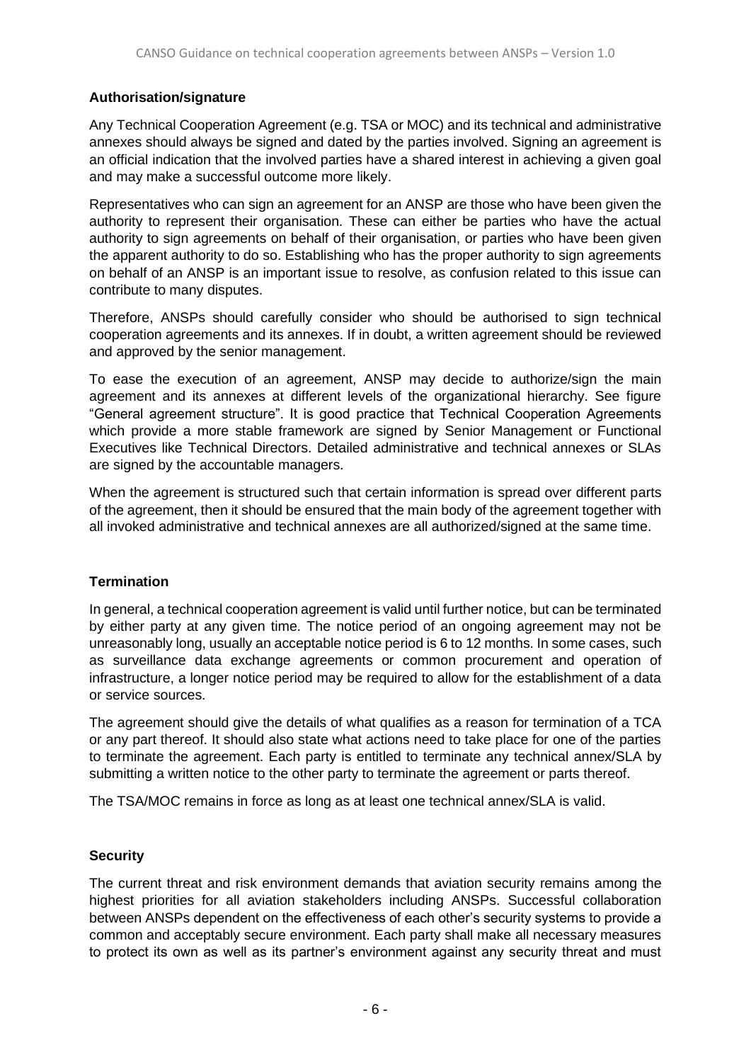**Authorisation/signature**

Any Technical Cooperation Agreement (e.g. TSA or MOC) and its technical and administrative annexes should always be signed and dated by the parties involved. Signing an agreement is an official indication that the involved parties have a shared interest in achieving a given goal and may make a successful outcome more likely.

Representatives who can sign an agreement for an ANSP are those who have been given the authority to represent their organisation. These can either be parties who have the actual authority to sign agreements on behalf of their organisation, or parties who have been given the apparent authority to do so. Establishing who has the proper authority to sign agreements on behalf of an ANSP is an important issue to resolve, as confusion related to this issue can contribute to many disputes.

Therefore, ANSPs should carefully consider who should be authorised to sign technical cooperation agreements and its annexes. If in doubt, a written agreement should be reviewed and approved by the senior management.

To ease the execution of an agreement, ANSP may decide to authorize/sign the main agreement and its annexes at different levels of the organizational hierarchy. See figure "General agreement structure". It is good practice that Technical Cooperation Agreements which provide a more stable framework are signed by Senior Management or Functional Executives like Technical Directors. Detailed administrative and technical annexes or SLAs are signed by the accountable managers.

When the agreement is structured such that certain information is spread over different parts of the agreement, then it should be ensured that the main body of the agreement together with all invoked administrative and technical annexes are all authorized/signed at the same time.

**Termination**

In general, a technical cooperation agreement is valid until further notice, but can be terminated by either party at any given time. The notice period of an ongoing agreement may not be unreasonably long, usually an acceptable notice period is 6 to 12 months. In some cases, such as surveillance data exchange agreements or common procurement and operation of infrastructure, a longer notice period may be required to allow for the establishment of a data or service sources.

The agreement should give the details of what qualifies as a reason for termination of a TCA or any part thereof. It should also state what actions need to take place for one of the parties to terminate the agreement. Each party is entitled to terminate any technical annex/SLA by submitting a written notice to the other party to terminate the agreement or parts thereof.

The TSA/MOC remains in force as long as at least one technical annex/SLA is valid.

**Security**

The current threat and risk environment demands that aviation security remains among the highest priorities for all aviation stakeholders including ANSPs. Successful collaboration between ANSPs dependent on the effectiveness of each other's security systems to provide a common and acceptably secure environment. Each party shall make all necessary measures to protect its own as well as its partner's environment against any security threat and must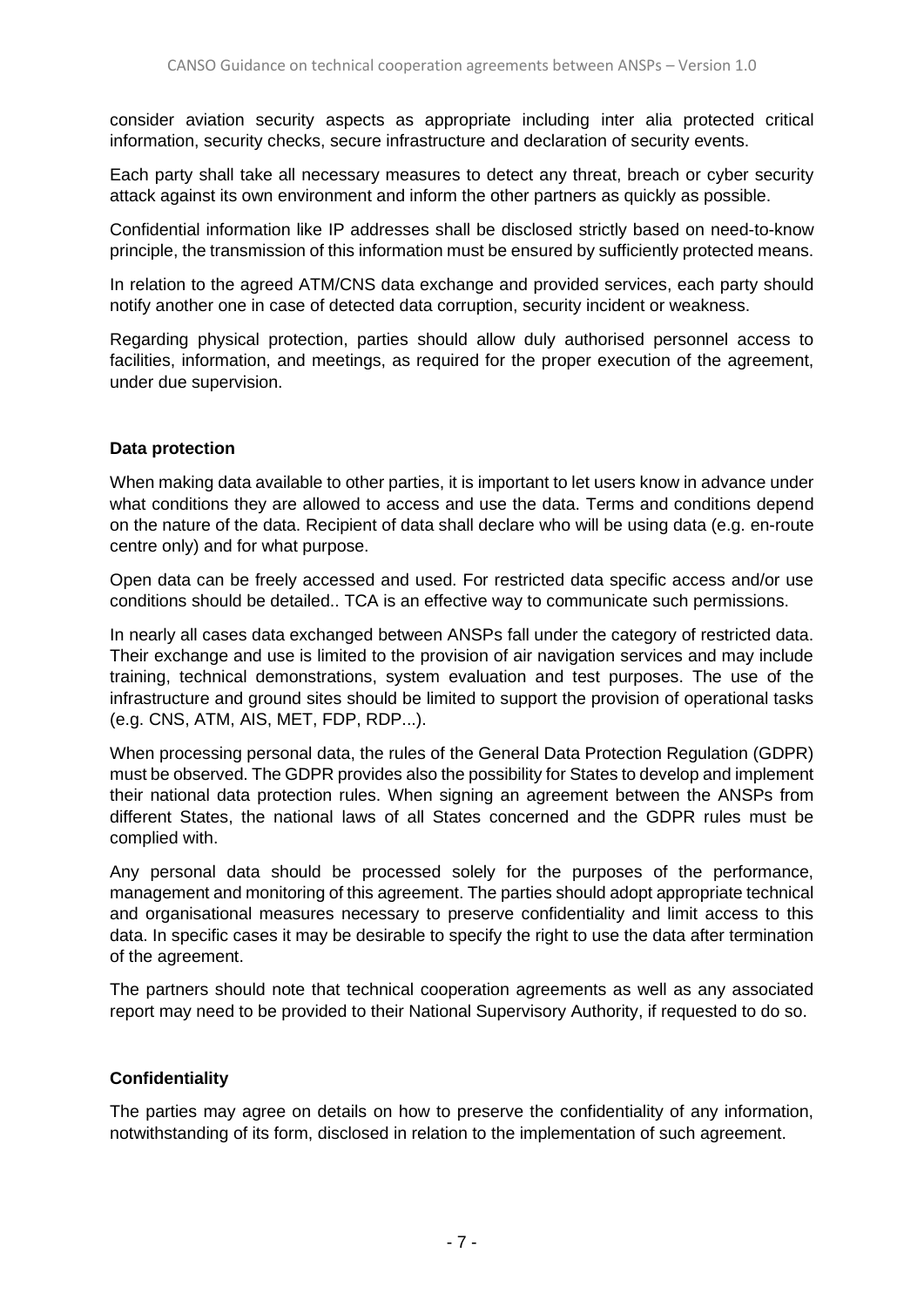consider aviation security aspects as appropriate including inter alia protected critical information, security checks, secure infrastructure and declaration of security events.

Each party shall take all necessary measures to detect any threat, breach or cyber security attack against its own environment and inform the other partners as quickly as possible.

Confidential information like IP addresses shall be disclosed strictly based on need-to-know principle, the transmission of this information must be ensured by sufficiently protected means.

In relation to the agreed ATM/CNS data exchange and provided services, each party should notify another one in case of detected data corruption, security incident or weakness.

Regarding physical protection, parties should allow duly authorised personnel access to facilities, information, and meetings, as required for the proper execution of the agreement, under due supervision.

**Data protection**

When making data available to other parties, it is important to let users know in advance under what conditions they are allowed to access and use the data. Terms and conditions depend on the nature of the data. Recipient of data shall declare who will be using data (e.g. en-route centre only) and for what purpose.

Open data can be freely accessed and used. For restricted data specific access and/or use conditions should be detailed.. TCA is an effective way to communicate such permissions.

In nearly all cases data exchanged between ANSPs fall under the category of restricted data. Their exchange and use is limited to the provision of air navigation services and may include training, technical demonstrations, system evaluation and test purposes. The use of the infrastructure and ground sites should be limited to support the provision of operational tasks (e.g. CNS, ATM, AIS, MET, FDP, RDP...).

When processing personal data, the rules of the General Data Protection Regulation (GDPR) must be observed. The GDPR provides also the possibility for States to develop and implement their national data protection rules. When signing an agreement between the ANSPs from different States, the national laws of all States concerned and the GDPR rules must be complied with.

Any personal data should be processed solely for the purposes of the performance, management and monitoring of this agreement. The parties should adopt appropriate technical and organisational measures necessary to preserve confidentiality and limit access to this data. In specific cases it may be desirable to specify the right to use the data after termination of the agreement.

The partners should note that technical cooperation agreements as well as any associated report may need to be provided to their National Supervisory Authority, if requested to do so.

**Confidentiality**

The parties may agree on details on how to preserve the confidentiality of any information, notwithstanding of its form, disclosed in relation to the implementation of such agreement.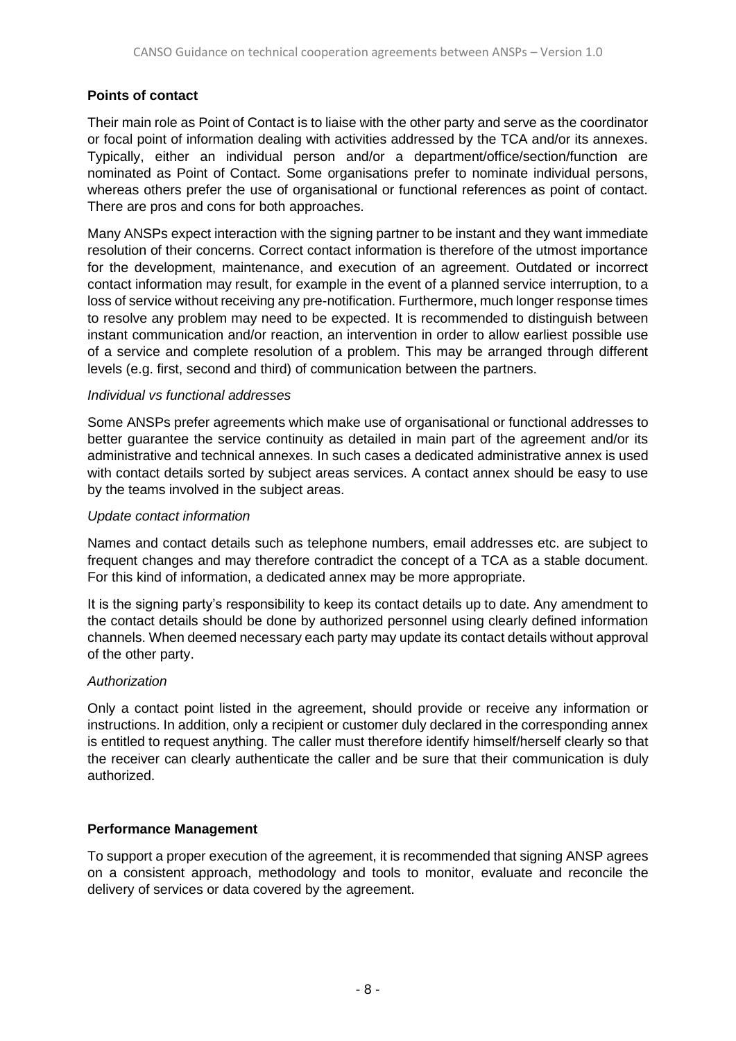**Points of contact**

Their main role as Point of Contact is to liaise with the other party and serve as the coordinator or focal point of information dealing with activities addressed by the TCA and/or its annexes. Typically, either an individual person and/or a department/office/section/function are nominated as Point of Contact. Some organisations prefer to nominate individual persons, whereas others prefer the use of organisational or functional references as point of contact. There are pros and cons for both approaches.

Many ANSPs expect interaction with the signing partner to be instant and they want immediate resolution of their concerns. Correct contact information is therefore of the utmost importance for the development, maintenance, and execution of an agreement. Outdated or incorrect contact information may result, for example in the event of a planned service interruption, to a loss of service without receiving any pre-notification. Furthermore, much longer response times to resolve any problem may need to be expected. It is recommended to distinguish between instant communication and/or reaction, an intervention in order to allow earliest possible use of a service and complete resolution of a problem. This may be arranged through different levels (e.g. first, second and third) of communication between the partners.

*Individual vs functional addresses*

Some ANSPs prefer agreements which make use of organisational or functional addresses to better guarantee the service continuity as detailed in main part of the agreement and/or its administrative and technical annexes. In such cases a dedicated administrative annex is used with contact details sorted by subject areas services. A contact annex should be easy to use by the teams involved in the subject areas.

*Update contact information*

Names and contact details such as telephone numbers, email addresses etc. are subject to frequent changes and may therefore contradict the concept of a TCA as a stable document. For this kind of information, a dedicated annex may be more appropriate.

It is the signing party's responsibility to keep its contact details up to date. Any amendment to the contact details should be done by authorized personnel using clearly defined information channels. When deemed necessary each party may update its contact details without approval of the other party.

*Authorization*

Only a contact point listed in the agreement, should provide or receive any information or instructions. In addition, only a recipient or customer duly declared in the corresponding annex is entitled to request anything. The caller must therefore identify himself/herself clearly so that the receiver can clearly authenticate the caller and be sure that their communication is duly authorized.

**Performance Management**

To support a proper execution of the agreement, it is recommended that signing ANSP agrees on a consistent approach, methodology and tools to monitor, evaluate and reconcile the delivery of services or data covered by the agreement.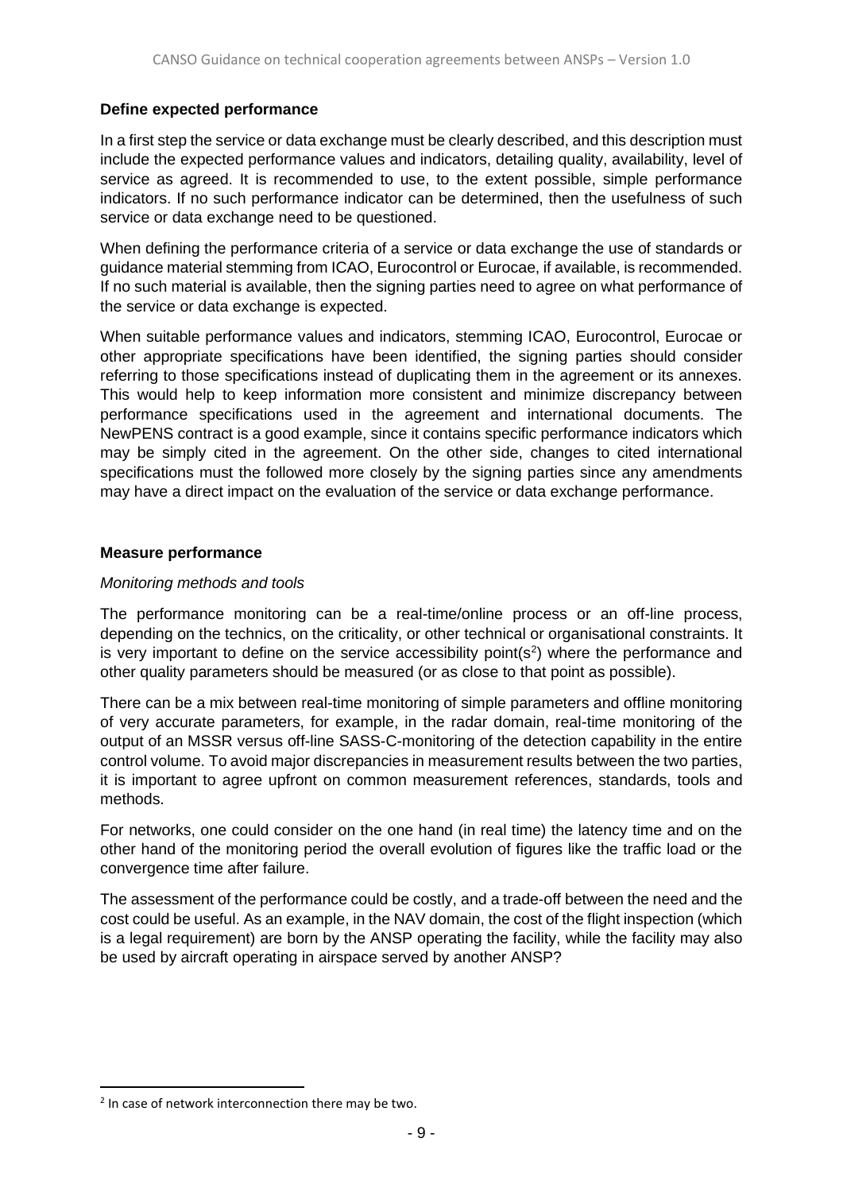**Define expected performance**

In a first step the service or data exchange must be clearly described, and this description must include the expected performance values and indicators, detailing quality, availability, level of service as agreed. It is recommended to use, to the extent possible, simple performance indicators. If no such performance indicator can be determined, then the usefulness of such service or data exchange need to be questioned.

When defining the performance criteria of a service or data exchange the use of standards or guidance material stemming from ICAO, Eurocontrol or Eurocae, if available, is recommended. If no such material is available, then the signing parties need to agree on what performance of the service or data exchange is expected.

When suitable performance values and indicators, stemming ICAO, Eurocontrol, Eurocae or other appropriate specifications have been identified, the signing parties should consider referring to those specifications instead of duplicating them in the agreement or its annexes. This would help to keep information more consistent and minimize discrepancy between performance specifications used in the agreement and international documents. The NewPENS contract is a good example, since it contains specific performance indicators which may be simply cited in the agreement. On the other side, changes to cited international specifications must the followed more closely by the signing parties since any amendments may have a direct impact on the evaluation of the service or data exchange performance.

**Measure performance**

*Monitoring methods and tools*

The performance monitoring can be a real-time/online process or an off-line process, depending on the technics, on the criticality, or other technical or organisational constraints. It is very important to define on the service accessibility point(s[2]) where the performance and other quality parameters should be measured (or as close to that point as possible).

There can be a mix between real-time monitoring of simple parameters and offline monitoring of very accurate parameters, for example, in the radar domain, real-time monitoring of the output of an MSSR versus off-line SASS-C-monitoring of the detection capability in the entire control volume. To avoid major discrepancies in measurement results between the two parties, it is important to agree upfront on common measurement references, standards, tools and methods.

For networks, one could consider on the one hand (in real time) the latency time and on the other hand of the monitoring period the overall evolution of figures like the traffic load or the convergence time after failure.

The assessment of the performance could be costly, and a trade-off between the need and the cost could be useful. As an example, in the NAV domain, the cost of the flight inspection (which is a legal requirement) are born by the ANSP operating the facility, while the facility may also be used by aircraft operating in airspace served by another ANSP?

[2] In case of network interconnection there may be two.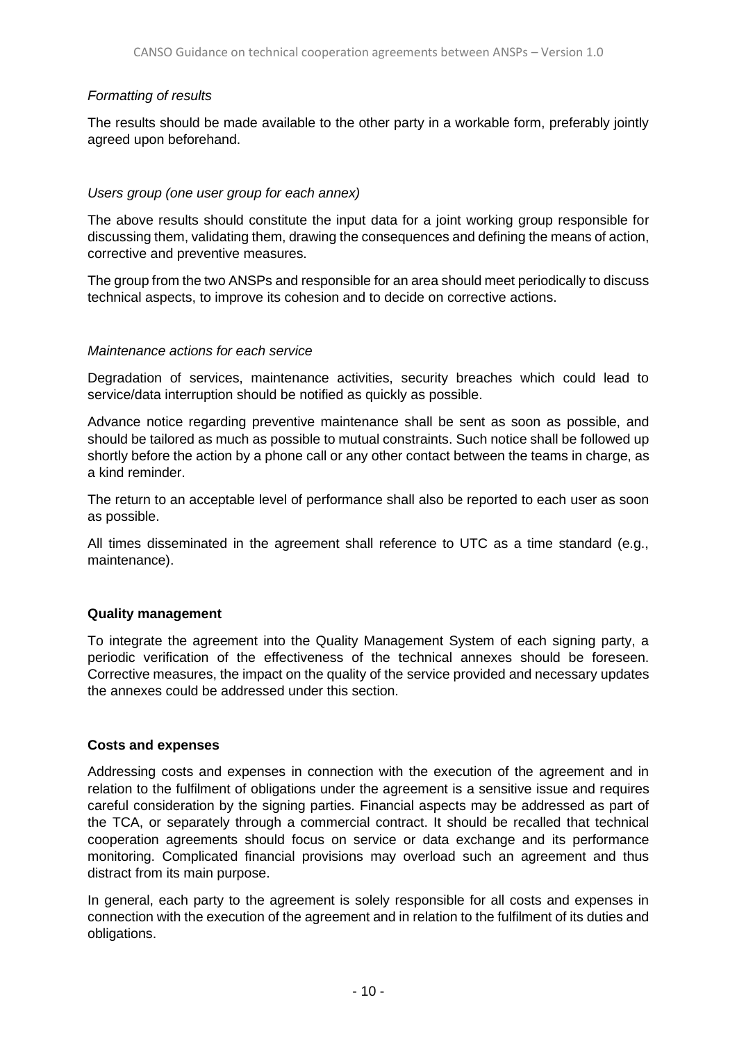*Formatting of results*

The results should be made available to the other party in a workable form, preferably jointly agreed upon beforehand.

*Users group (one user group for each annex)*

The above results should constitute the input data for a joint working group responsible for discussing them, validating them, drawing the consequences and defining the means of action, corrective and preventive measures.

The group from the two ANSPs and responsible for an area should meet periodically to discuss technical aspects, to improve its cohesion and to decide on corrective actions.

*Maintenance actions for each service*

Degradation of services, maintenance activities, security breaches which could lead to service/data interruption should be notified as quickly as possible.

Advance notice regarding preventive maintenance shall be sent as soon as possible, and should be tailored as much as possible to mutual constraints. Such notice shall be followed up shortly before the action by a phone call or any other contact between the teams in charge, as a kind reminder.

The return to an acceptable level of performance shall also be reported to each user as soon as possible.

All times disseminated in the agreement shall reference to UTC as a time standard (e.g., maintenance).

**Quality management**

To integrate the agreement into the Quality Management System of each signing party, a periodic verification of the effectiveness of the technical annexes should be foreseen. Corrective measures, the impact on the quality of the service provided and necessary updates the annexes could be addressed under this section.

**Costs and expenses**

Addressing costs and expenses in connection with the execution of the agreement and in relation to the fulfilment of obligations under the agreement is a sensitive issue and requires careful consideration by the signing parties. Financial aspects may be addressed as part of the TCA, or separately through a commercial contract. It should be recalled that technical cooperation agreements should focus on service or data exchange and its performance monitoring. Complicated financial provisions may overload such an agreement and thus distract from its main purpose.

In general, each party to the agreement is solely responsible for all costs and expenses in connection with the execution of the agreement and in relation to the fulfilment of its duties and obligations.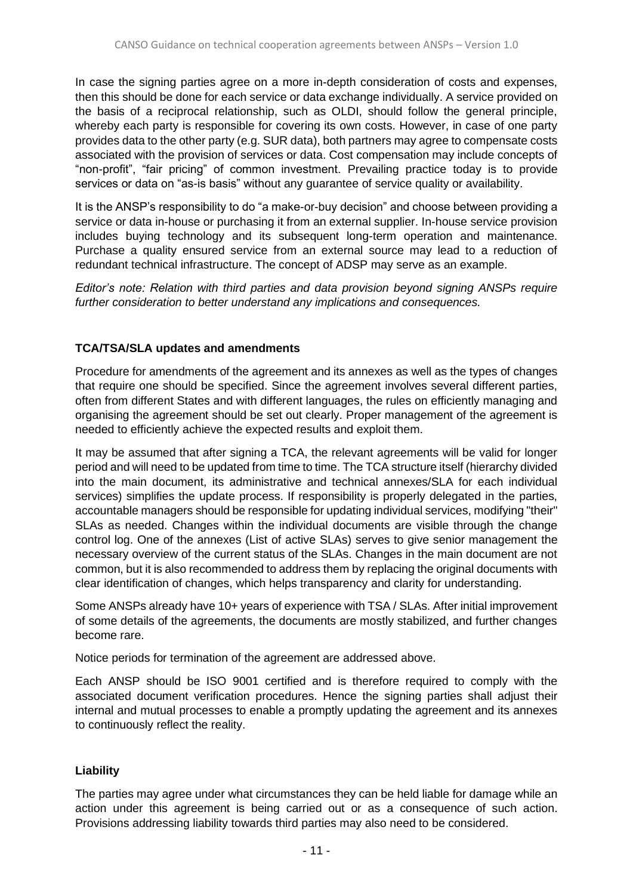In case the signing parties agree on a more in-depth consideration of costs and expenses, then this should be done for each service or data exchange individually. A service provided on the basis of a reciprocal relationship, such as OLDI, should follow the general principle, whereby each party is responsible for covering its own costs. However, in case of one party provides data to the other party (e.g. SUR data), both partners may agree to compensate costs associated with the provision of services or data. Cost compensation may include concepts of "non-profit", "fair pricing" of common investment. Prevailing practice today is to provide services or data on "as-is basis" without any guarantee of service quality or availability.

It is the ANSP's responsibility to do "a make-or-buy decision" and choose between providing a service or data in-house or purchasing it from an external supplier. In-house service provision includes buying technology and its subsequent long-term operation and maintenance. Purchase a quality ensured service from an external source may lead to a reduction of redundant technical infrastructure. The concept of ADSP may serve as an example.

*Editor's note: Relation with third parties and data provision beyond signing ANSPs require further consideration to better understand any implications and consequences.*

**TCA/TSA/SLA updates and amendments**

Procedure for amendments of the agreement and its annexes as well as the types of changes that require one should be specified. Since the agreement involves several different parties, often from different States and with different languages, the rules on efficiently managing and organising the agreement should be set out clearly. Proper management of the agreement is needed to efficiently achieve the expected results and exploit them.

It may be assumed that after signing a TCA, the relevant agreements will be valid for longer period and will need to be updated from time to time. The TCA structure itself (hierarchy divided into the main document, its administrative and technical annexes/SLA for each individual services) simplifies the update process. If responsibility is properly delegated in the parties, accountable managers should be responsible for updating individual services, modifying "their" SLAs as needed. Changes within the individual documents are visible through the change control log. One of the annexes (List of active SLAs) serves to give senior management the necessary overview of the current status of the SLAs. Changes in the main document are not common, but it is also recommended to address them by replacing the original documents with clear identification of changes, which helps transparency and clarity for understanding.

Some ANSPs already have 10+ years of experience with TSA / SLAs. After initial improvement of some details of the agreements, the documents are mostly stabilized, and further changes become rare.

Notice periods for termination of the agreement are addressed above.

Each ANSP should be ISO 9001 certified and is therefore required to comply with the associated document verification procedures. Hence the signing parties shall adjust their internal and mutual processes to enable a promptly updating the agreement and its annexes to continuously reflect the reality.

**Liability**

The parties may agree under what circumstances they can be held liable for damage while an action under this agreement is being carried out or as a consequence of such action. Provisions addressing liability towards third parties may also need to be considered.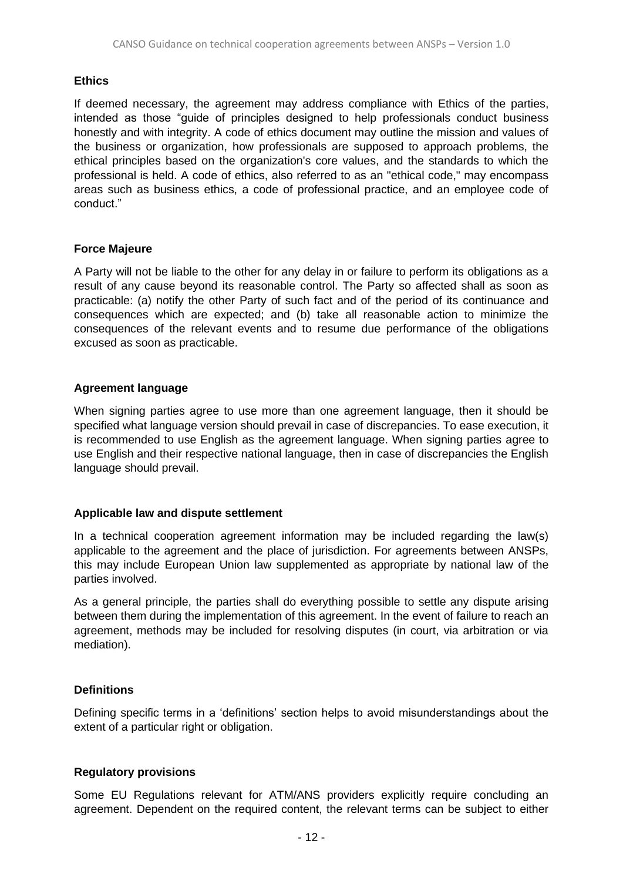**Ethics**

If deemed necessary, the agreement may address compliance with Ethics of the parties, intended as those "guide of principles designed to help professionals conduct business honestly and with integrity. A code of ethics document may outline the mission and values of the business or organization, how professionals are supposed to approach problems, the ethical principles based on the organization's core values, and the standards to which the professional is held. A code of ethics, also referred to as an "ethical code," may encompass areas such as business ethics, a code of professional practice, and an employee code of conduct."

**Force Majeure**

A Party will not be liable to the other for any delay in or failure to perform its obligations as a result of any cause beyond its reasonable control. The Party so affected shall as soon as practicable: (a) notify the other Party of such fact and of the period of its continuance and consequences which are expected; and (b) take all reasonable action to minimize the consequences of the relevant events and to resume due performance of the obligations excused as soon as practicable.

**Agreement language**

When signing parties agree to use more than one agreement language, then it should be specified what language version should prevail in case of discrepancies. To ease execution, it is recommended to use English as the agreement language. When signing parties agree to use English and their respective national language, then in case of discrepancies the English language should prevail.

**Applicable law and dispute settlement**

In a technical cooperation agreement information may be included regarding the law(s) applicable to the agreement and the place of jurisdiction. For agreements between ANSPs, this may include European Union law supplemented as appropriate by national law of the parties involved.

As a general principle, the parties shall do everything possible to settle any dispute arising between them during the implementation of this agreement. In the event of failure to reach an agreement, methods may be included for resolving disputes (in court, via arbitration or via mediation).

**Definitions**

Defining specific terms in a 'definitions' section helps to avoid misunderstandings about the extent of a particular right or obligation.

**Regulatory provisions**

Some EU Regulations relevant for ATM/ANS providers explicitly require concluding an agreement. Dependent on the required content, the relevant terms can be subject to either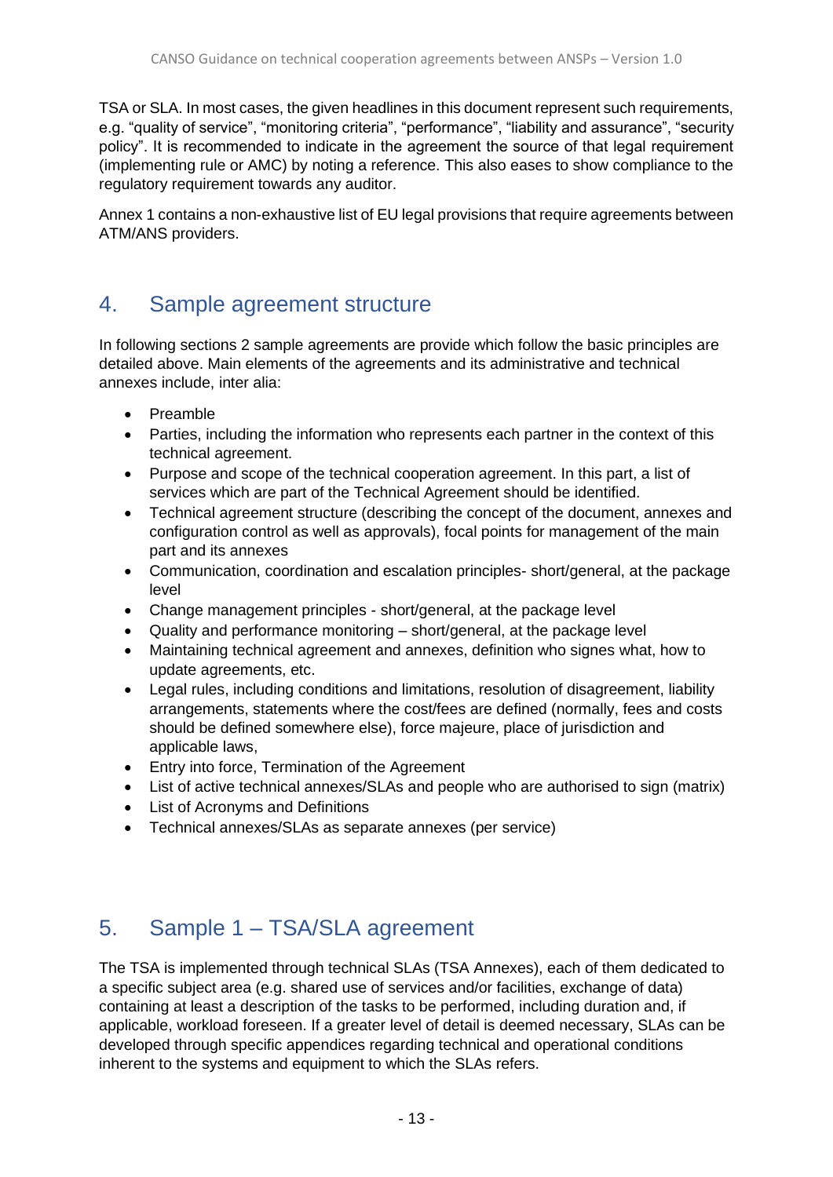TSA or SLA. In most cases, the given headlines in this document represent such requirements, e.g. "quality of service", "monitoring criteria", "performance", "liability and assurance", "security policy". It is recommended to indicate in the agreement the source of that legal requirement (implementing rule or AMC) by noting a reference. This also eases to show compliance to the regulatory requirement towards any auditor.

Annex 1 contains a non-exhaustive list of EU legal provisions that require agreements between ATM/ANS providers.

## 4. Sample agreement structure

In following sections 2 sample agreements are provide which follow the basic principles are detailed above. Main elements of the agreements and its administrative and technical annexes include, inter alia:

- Preamble
- Parties, including the information who represents each partner in the context of this technical agreement.
- Purpose and scope of the technical cooperation agreement. In this part, a list of services which are part of the Technical Agreement should be identified.
- Technical agreement structure (describing the concept of the document, annexes and configuration control as well as approvals), focal points for management of the main part and its annexes
- Communication, coordination and escalation principles- short/general, at the package level
- Change management principles - short/general, at the package level
- Quality and performance monitoring – short/general, at the package level
- Maintaining technical agreement and annexes, definition who signes what, how to update agreements, etc.
- Legal rules, including conditions and limitations, resolution of disagreement, liability arrangements, statements where the cost/fees are defined (normally, fees and costs should be defined somewhere else), force majeure, place of jurisdiction and applicable laws,
- Entry into force, Termination of the Agreement
- List of active technical annexes/SLAs and people who are authorised to sign (matrix)
- List of Acronyms and Definitions
- Technical annexes/SLAs as separate annexes (per service)

## 5. Sample 1 – TSA/SLA agreement

The TSA is implemented through technical SLAs (TSA Annexes), each of them dedicated to a specific subject area (e.g. shared use of services and/or facilities, exchange of data) containing at least a description of the tasks to be performed, including duration and, if applicable, workload foreseen. If a greater level of detail is deemed necessary, SLAs can be developed through specific appendices regarding technical and operational conditions inherent to the systems and equipment to which the SLAs refers.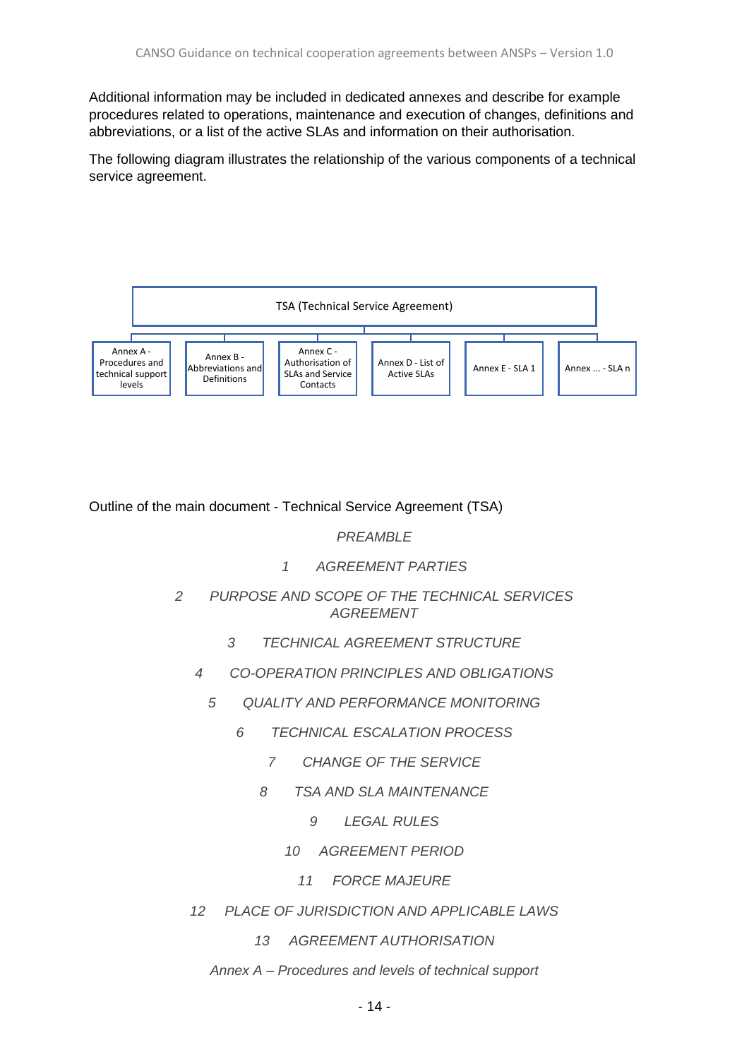Additional information may be included in dedicated annexes and describe for example procedures related to operations, maintenance and execution of changes, definitions and abbreviations, or a list of the active SLAs and information on their authorisation.

The following diagram illustrates the relationship of the various components of a technical service agreement.

TSA (Technical Service Agreement)

- Annex A - Procedures and technical support levels
- Annex B - Abbreviations and Definitions
- Annex C - Authorisation of SLAs and Service Contacts
- Annex D - List of Active SLAs
- Annex E - SLA 1
- Annex ... - SLA n

Outline of the main document - Technical Service Agreement (TSA)

*PREAMBLE*

*1 AGREEMENT PARTIES*

*2 PURPOSE AND SCOPE OF THE TECHNICAL SERVICES AGREEMENT*

*3 TECHNICAL AGREEMENT STRUCTURE*

*4 CO-OPERATION PRINCIPLES AND OBLIGATIONS*

*5 QUALITY AND PERFORMANCE MONITORING*

*6 TECHNICAL ESCALATION PROCESS*

*7 CHANGE OF THE SERVICE*

*8 TSA AND SLA MAINTENANCE*

*9 LEGAL RULES*

*10 AGREEMENT PERIOD*

*11 FORCE MAJEURE*

*12 PLACE OF JURISDICTION AND APPLICABLE LAWS*

*13 AGREEMENT AUTHORISATION*

*Annex A – Procedures and levels of technical support*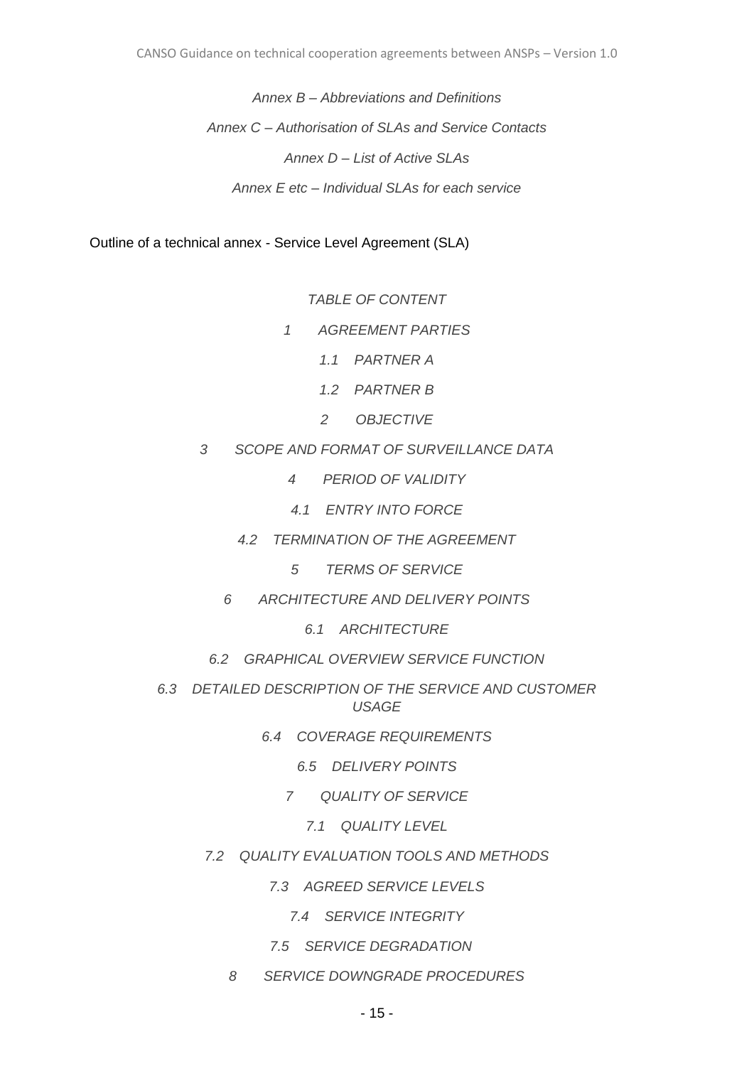*Annex B – Abbreviations and Definitions*

*Annex C – Authorisation of SLAs and Service Contacts*

*Annex D – List of Active SLAs*

*Annex E etc – Individual SLAs for each service*

Outline of a technical annex - Service Level Agreement (SLA)

*TABLE OF CONTENT*

*1 AGREEMENT PARTIES*

*1.1 PARTNER A*

*1.2 PARTNER B*

*2 OBJECTIVE*

*3 SCOPE AND FORMAT OF SURVEILLANCE DATA*

*4 PERIOD OF VALIDITY*

*4.1 ENTRY INTO FORCE*

*4.2 TERMINATION OF THE AGREEMENT*

*5 TERMS OF SERVICE*

*6 ARCHITECTURE AND DELIVERY POINTS*

*6.1 ARCHITECTURE*

*6.2 GRAPHICAL OVERVIEW SERVICE FUNCTION*

*6.3 DETAILED DESCRIPTION OF THE SERVICE AND CUSTOMER USAGE*

*6.4 COVERAGE REQUIREMENTS*

*6.5 DELIVERY POINTS*

*7 QUALITY OF SERVICE*

*7.1 QUALITY LEVEL*

*7.2 QUALITY EVALUATION TOOLS AND METHODS*

*7.3 AGREED SERVICE LEVELS*

*7.4 SERVICE INTEGRITY*

*7.5 SERVICE DEGRADATION*

*8 SERVICE DOWNGRADE PROCEDURES*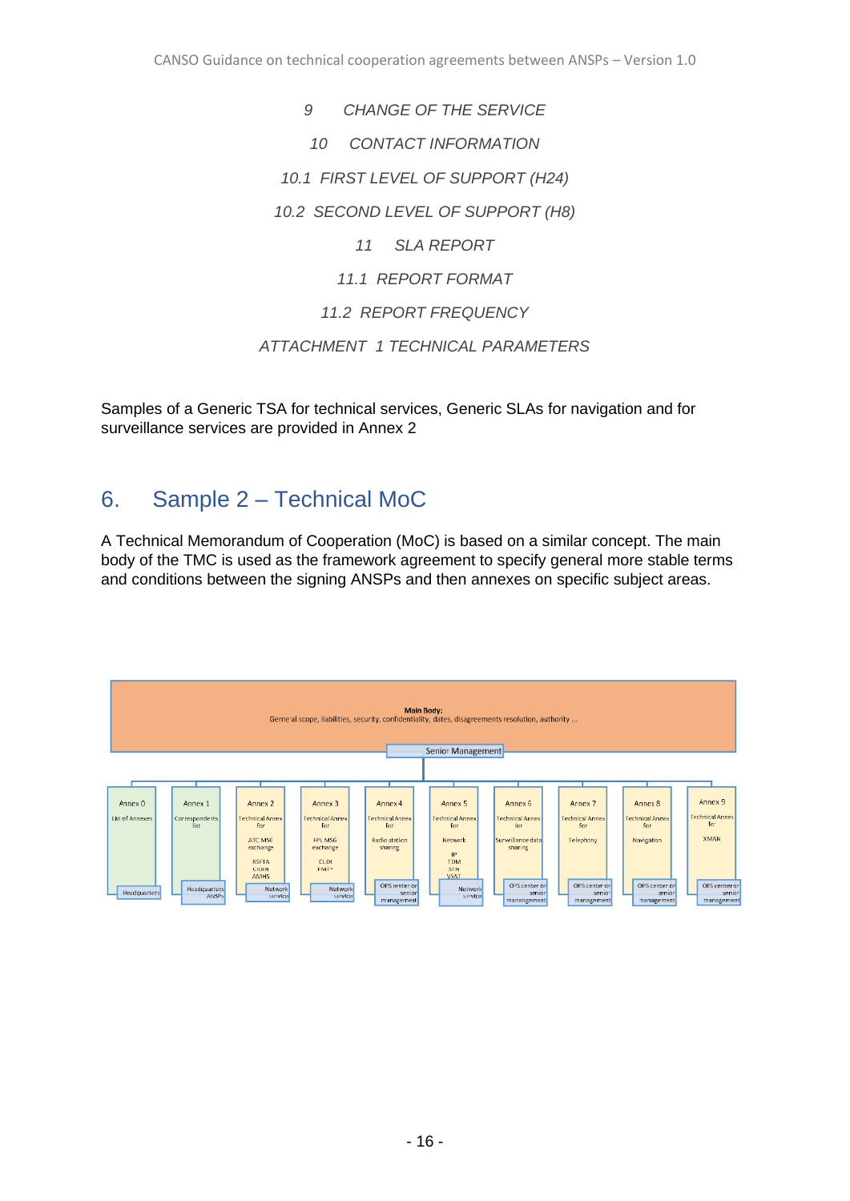*9 CHANGE OF THE SERVICE*

*10 CONTACT INFORMATION*

*10.1 FIRST LEVEL OF SUPPORT (H24)*

*10.2 SECOND LEVEL OF SUPPORT (H8)*

*11 SLA REPORT*

*11.1 REPORT FORMAT*

*11.2 REPORT FREQUENCY*

*ATTACHMENT 1 TECHNICAL PARAMETERS*

Samples of a Generic TSA for technical services, Generic SLAs for navigation and for surveillance services are provided in Annex 2

## 6. Sample 2 – Technical MoC

A Technical Memorandum of Cooperation (MoC) is based on a similar concept. The main body of the TMC is used as the framework agreement to specify general more stable terms and conditions between the signing ANSPs and then annexes on specific subject areas.

**Main Body:**
General scope, liabilities, security, confidentiality, dates, disagreements resolution, authority ...

Senior Management

| Annex 0 | Annex 1 | Annex 2 | Annex 3 | Annex 4 | Annex 5 | Annex 6 | Annex 7 | Annex 8 | Annex 9 |
|---|---|---|---|---|---|---|---|---|---|
| List of Annexes | Correspondents list | Technical Annex for ATC MSG exchange: RSFTA, CIDIN, AMHS | Technical Annex for FPL MSG exchange: CLDI, FMTP | Technical Annex for Radio station sharing | Technical Annex for Network: IP, TDM, STN, VSAT | Technical Annex for Surveillance data sharing | Technical Annex for Telephony | Technical Annex for Navigation | Technical Annex for XMAN |
| Headquarters | Headquarters ANSPs | Network service | Network service | OPS center or senior management | Network service | OPS center or senior management | OPS center or senior management | OPS center or senior management | OPS center or senior management |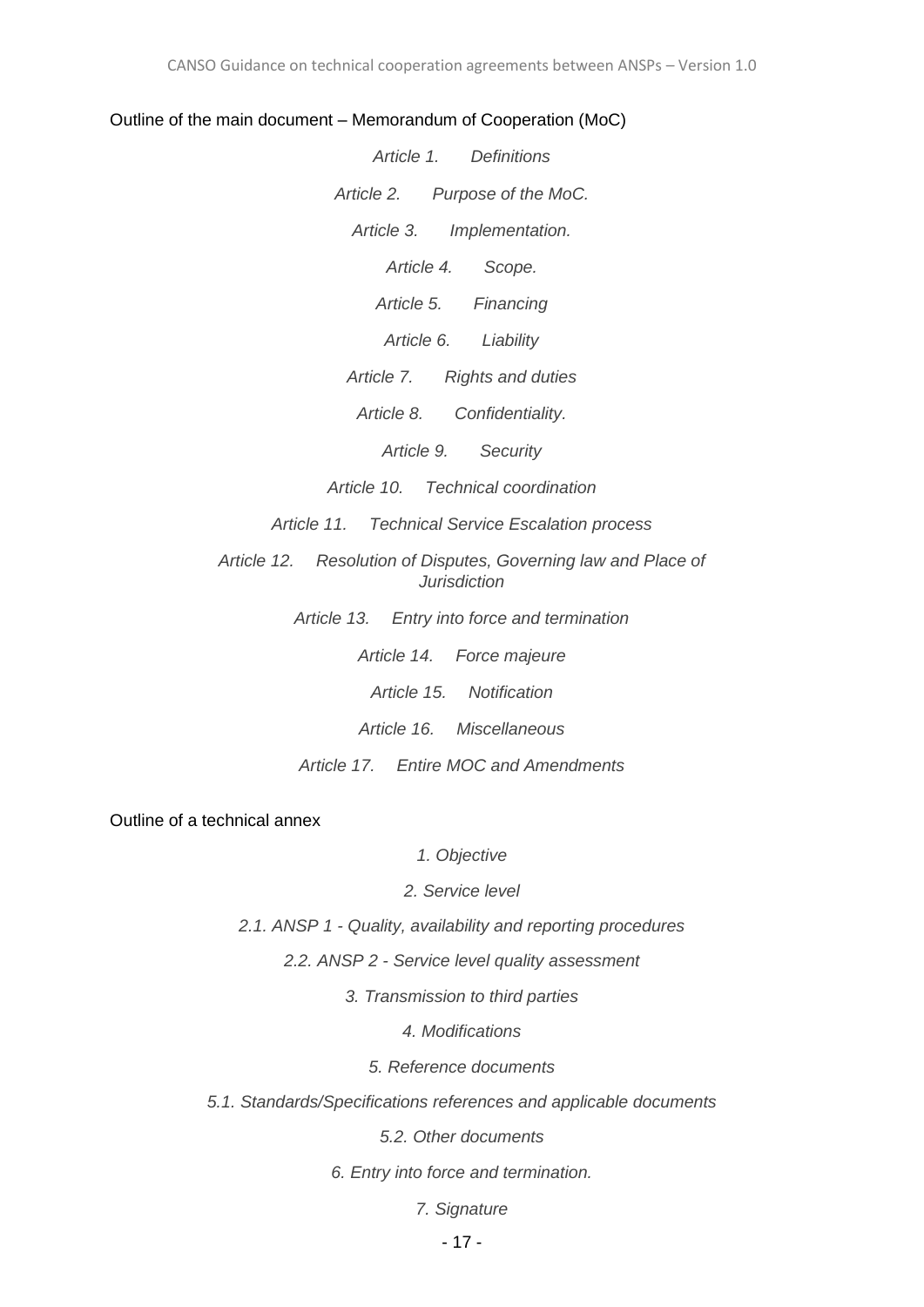Outline of the main document – Memorandum of Cooperation (MoC)

*Article 1. Definitions*

*Article 2. Purpose of the MoC.*

*Article 3. Implementation.*

*Article 4. Scope.*

*Article 5. Financing*

*Article 6. Liability*

*Article 7. Rights and duties*

*Article 8. Confidentiality.*

*Article 9. Security*

*Article 10. Technical coordination*

*Article 11. Technical Service Escalation process*

*Article 12. Resolution of Disputes, Governing law and Place of Jurisdiction*

*Article 13. Entry into force and termination*

*Article 14. Force majeure*

*Article 15. Notification*

*Article 16. Miscellaneous*

*Article 17. Entire MOC and Amendments*

Outline of a technical annex

*1. Objective*

*2. Service level*

*2.1. ANSP 1 - Quality, availability and reporting procedures*

*2.2. ANSP 2 - Service level quality assessment*

*3. Transmission to third parties*

*4. Modifications*

*5. Reference documents*

*5.1. Standards/Specifications references and applicable documents*

*5.2. Other documents*

*6. Entry into force and termination.*

*7. Signature*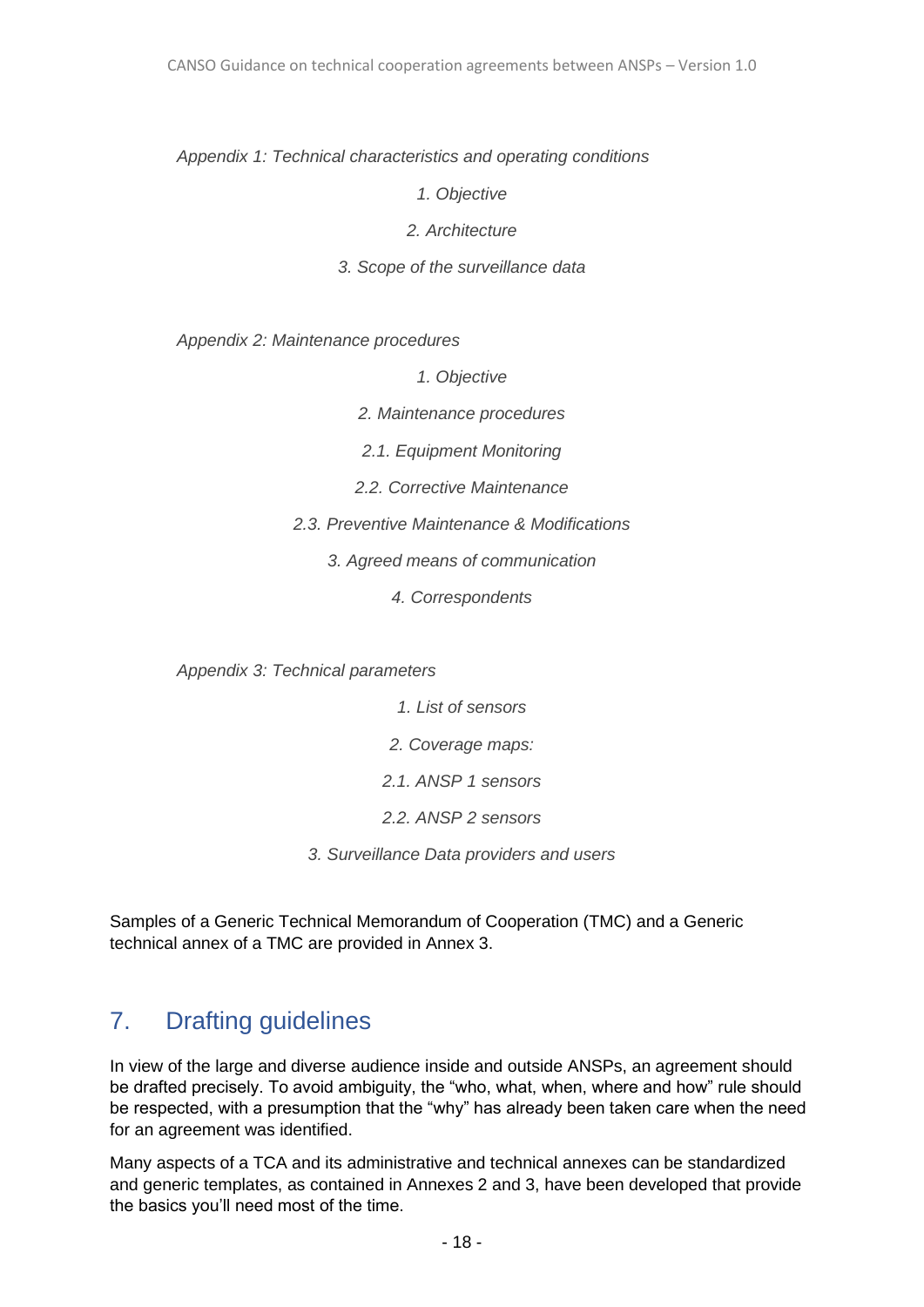*Appendix 1: Technical characteristics and operating conditions*

*1. Objective*

*2. Architecture*

*3. Scope of the surveillance data*

*Appendix 2: Maintenance procedures*

*1. Objective*

*2. Maintenance procedures*

*2.1. Equipment Monitoring*

*2.2. Corrective Maintenance*

*2.3. Preventive Maintenance & Modifications*

*3. Agreed means of communication*

*4. Correspondents*

*Appendix 3: Technical parameters*

*1. List of sensors*

*2. Coverage maps:*

*2.1. ANSP 1 sensors*

*2.2. ANSP 2 sensors*

*3. Surveillance Data providers and users*

Samples of a Generic Technical Memorandum of Cooperation (TMC) and a Generic technical annex of a TMC are provided in Annex 3.

## 7. Drafting guidelines

In view of the large and diverse audience inside and outside ANSPs, an agreement should be drafted precisely. To avoid ambiguity, the "who, what, when, where and how" rule should be respected, with a presumption that the "why" has already been taken care when the need for an agreement was identified.

Many aspects of a TCA and its administrative and technical annexes can be standardized and generic templates, as contained in Annexes 2 and 3, have been developed that provide the basics you'll need most of the time.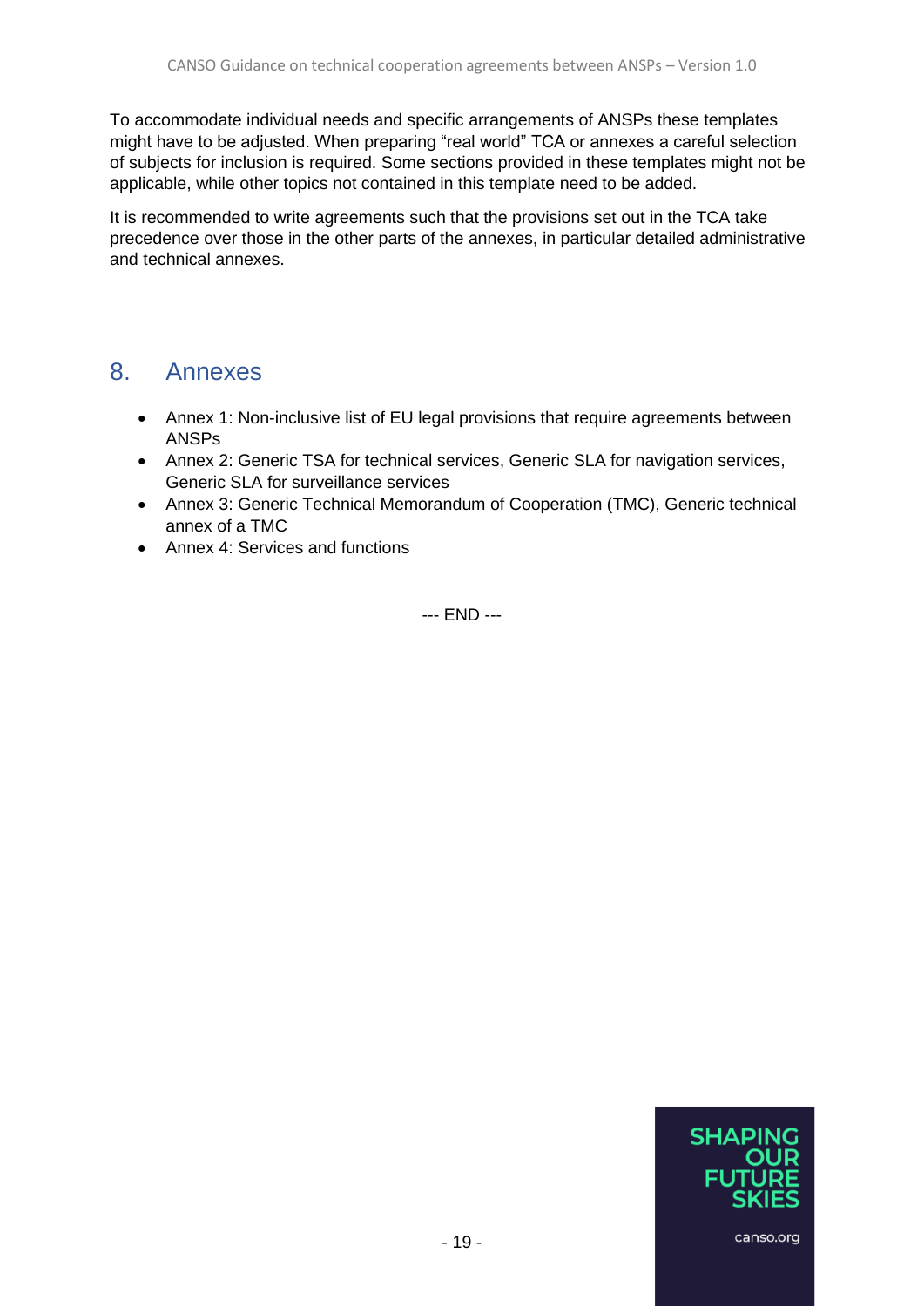To accommodate individual needs and specific arrangements of ANSPs these templates might have to be adjusted. When preparing "real world" TCA or annexes a careful selection of subjects for inclusion is required. Some sections provided in these templates might not be applicable, while other topics not contained in this template need to be added.

It is recommended to write agreements such that the provisions set out in the TCA take precedence over those in the other parts of the annexes, in particular detailed administrative and technical annexes.

## 8. Annexes

- Annex 1: Non-inclusive list of EU legal provisions that require agreements between ANSPs
- Annex 2: Generic TSA for technical services, Generic SLA for navigation services, Generic SLA for surveillance services
- Annex 3: Generic Technical Memorandum of Cooperation (TMC), Generic technical annex of a TMC
- Annex 4: Services and functions

--- END ---

SHAPING OUR FUTURE SKIES

canso.org